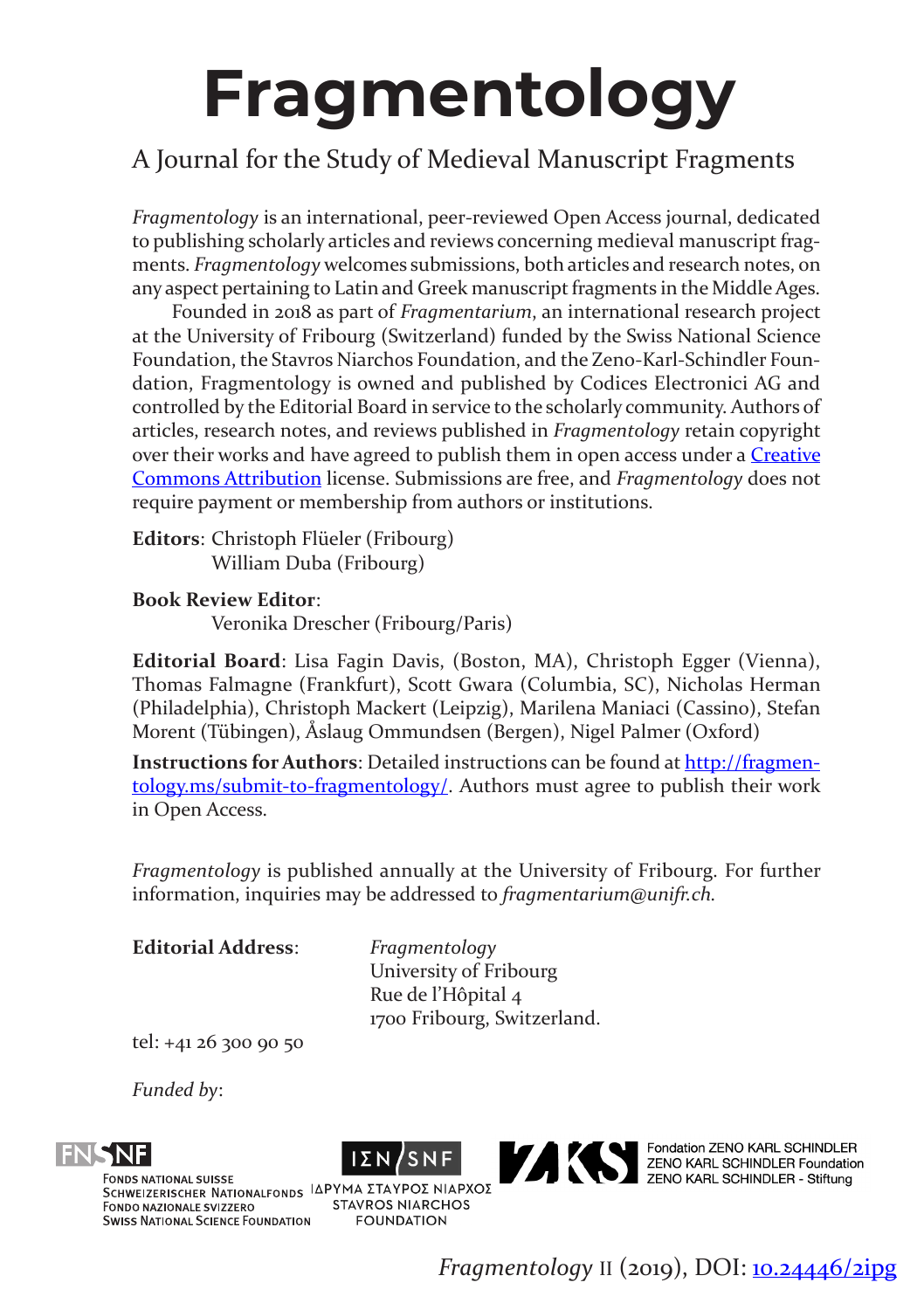# Fragmentology

## A Journal for the Study of Medieval Manuscript Fragments

*Fragmentology* is an international, peer-reviewed Open Access journal, dedicated to publishing scholarly articles and reviews concerning medieval manuscript fragments. *Fragmentology* welcomes submissions, both articles and research notes, on any aspect pertaining to Latin and Greek manuscript fragments in the Middle Ages.

Founded in 2018 as part of *Fragmentarium*, an international research project at the University of Fribourg (Switzerland) funded by the Swiss National Science Foundation, the Stavros Niarchos Foundation, and the Zeno-Karl-Schindler Foundation, Fragmentology is owned and published by Codices Electronici AG and controlled by the Editorial Board in service to the scholarly community. Authors of articles, research notes, and reviews published in *Fragmentology* retain copyright over their works and have agreed to publish them in open access under a Creative Commons Attribution license. Submissions are free, and *Fragmentology* does not require payment or membership from authors or institutions.

**Editors**: Christoph Flüeler (Fribourg)
William Duba (Fribourg)

**Book Review Editor**:
Veronika Drescher (Fribourg/Paris)

**Editorial Board**: Lisa Fagin Davis, (Boston, MA), Christoph Egger (Vienna), Thomas Falmagne (Frankfurt), Scott Gwara (Columbia, SC), Nicholas Herman (Philadelphia), Christoph Mackert (Leipzig), Marilena Maniaci (Cassino), Stefan Morent (Tübingen), Åslaug Ommundsen (Bergen), Nigel Palmer (Oxford)

**Instructions for Authors**: Detailed instructions can be found at http://fragmentology.ms/submit-to-fragmentology/. Authors must agree to publish their work in Open Access.

*Fragmentology* is published annually at the University of Fribourg. For further information, inquiries may be addressed to *fragmentarium@unifr.ch*.

**Editorial Address**: *Fragmentology*
University of Fribourg
Rue de l'Hôpital 4
1700 Fribourg, Switzerland.

tel: +41 26 300 90 50

*Funded by*:

Fonds national suisse
Schweizerischer Nationalfonds
Fondo nazionale svizzero
Swiss National Science Foundation

ΙΔΡΥΜΑ ΣΤΑΥΡΟΣ ΝΙΑΡΧΟΣ
STAVROS NIARCHOS FOUNDATION

Fondation ZENO KARL SCHINDLER
ZENO KARL SCHINDLER Foundation
ZENO KARL SCHINDLER - Stiftung

*Fragmentology* II (2019), DOI: 10.24446/2ipg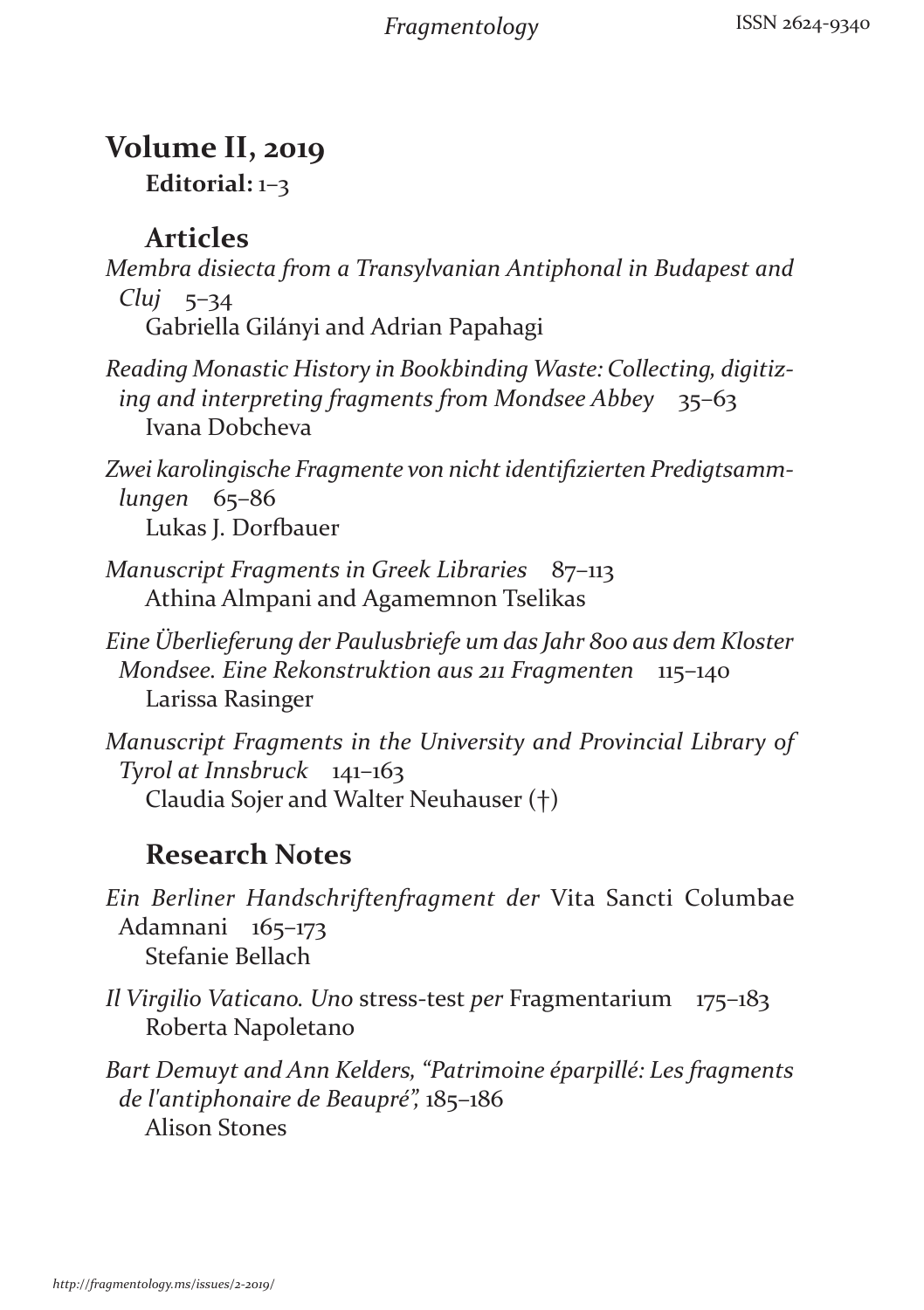# Volume II, 2019

**Editorial:** 1–3

## Articles

*Membra disiecta from a Transylvanian Antiphonal in Budapest and Cluj* 5–34
Gabriella Gilányi and Adrian Papahagi

*Reading Monastic History in Bookbinding Waste: Collecting, digitizing and interpreting fragments from Mondsee Abbey* 35–63
Ivana Dobcheva

*Zwei karolingische Fragmente von nicht identifizierten Predigtsammlungen* 65–86
Lukas J. Dorfbauer

*Manuscript Fragments in Greek Libraries* 87–113
Athina Almpani and Agamemnon Tselikas

*Eine Überlieferung der Paulusbriefe um das Jahr 800 aus dem Kloster Mondsee. Eine Rekonstruktion aus 211 Fragmenten* 115–140
Larissa Rasinger

*Manuscript Fragments in the University and Provincial Library of Tyrol at Innsbruck* 141–163
Claudia Sojer and Walter Neuhauser (†)

## Research Notes

*Ein Berliner Handschriftenfragment der* Vita Sancti Columbae Adamnani 165–173
Stefanie Bellach

*Il Virgilio Vaticano. Uno* stress-test *per* Fragmentarium 175–183
Roberta Napoletano

*Bart Demuyt and Ann Kelders, "Patrimoine éparpillé: Les fragments de l'antiphonaire de Beaupré",* 185–186
Alison Stones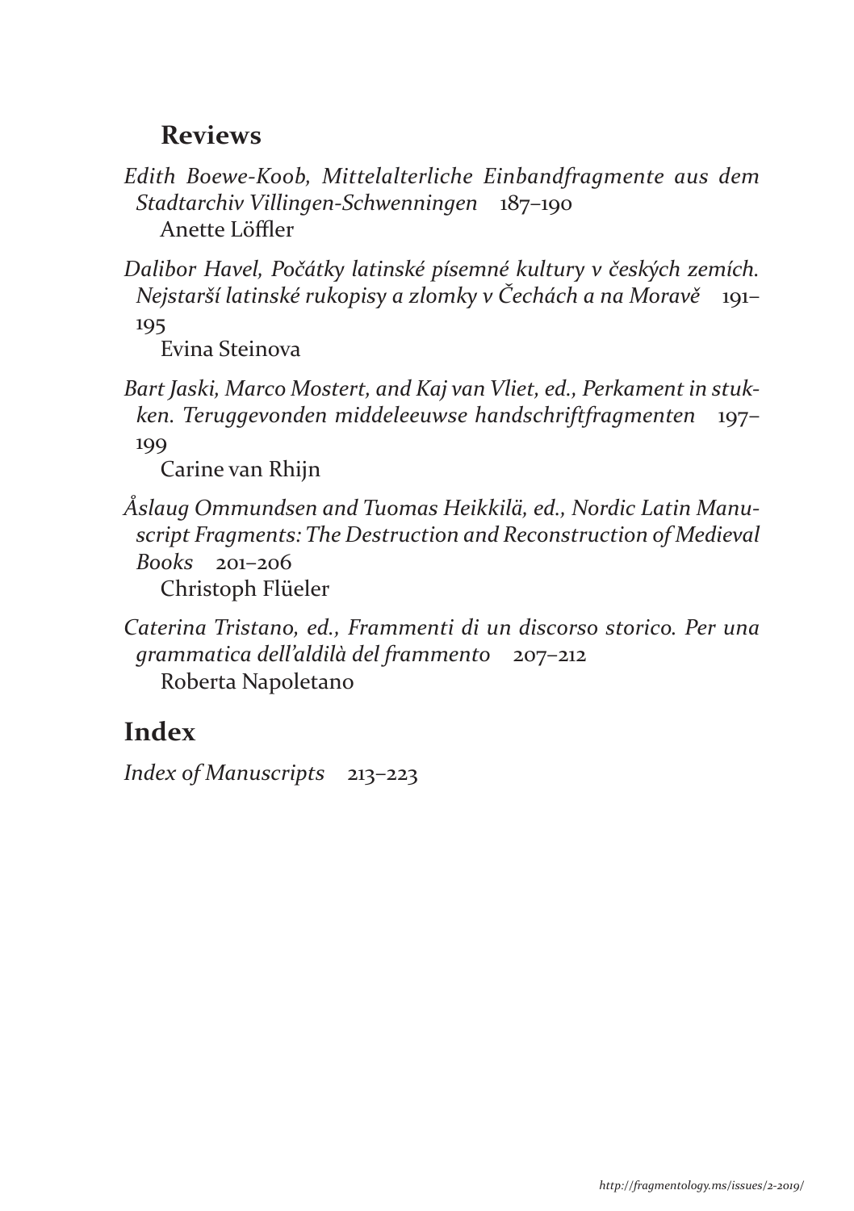## Reviews

*Edith Boewe-Koob, Mittelalterliche Einbandfragmente aus dem Stadtarchiv Villingen-Schwenningen* 187–190
Anette Löffler

*Dalibor Havel, Počátky latinské písemné kultury v českých zemích. Nejstarší latinské rukopisy a zlomky v Čechách a na Moravě* 191–195
Evina Steinova

*Bart Jaski, Marco Mostert, and Kaj van Vliet, ed., Perkament in stukken. Teruggevonden middeleeuwse handschriftfragmenten* 197–199
Carine van Rhijn

*Åslaug Ommundsen and Tuomas Heikkilä, ed., Nordic Latin Manuscript Fragments: The Destruction and Reconstruction of Medieval Books* 201–206
Christoph Flüeler

*Caterina Tristano, ed., Frammenti di un discorso storico. Per una grammatica dell'aldilà del frammento* 207–212
Roberta Napoletano

## Index

*Index of Manuscripts* 213–223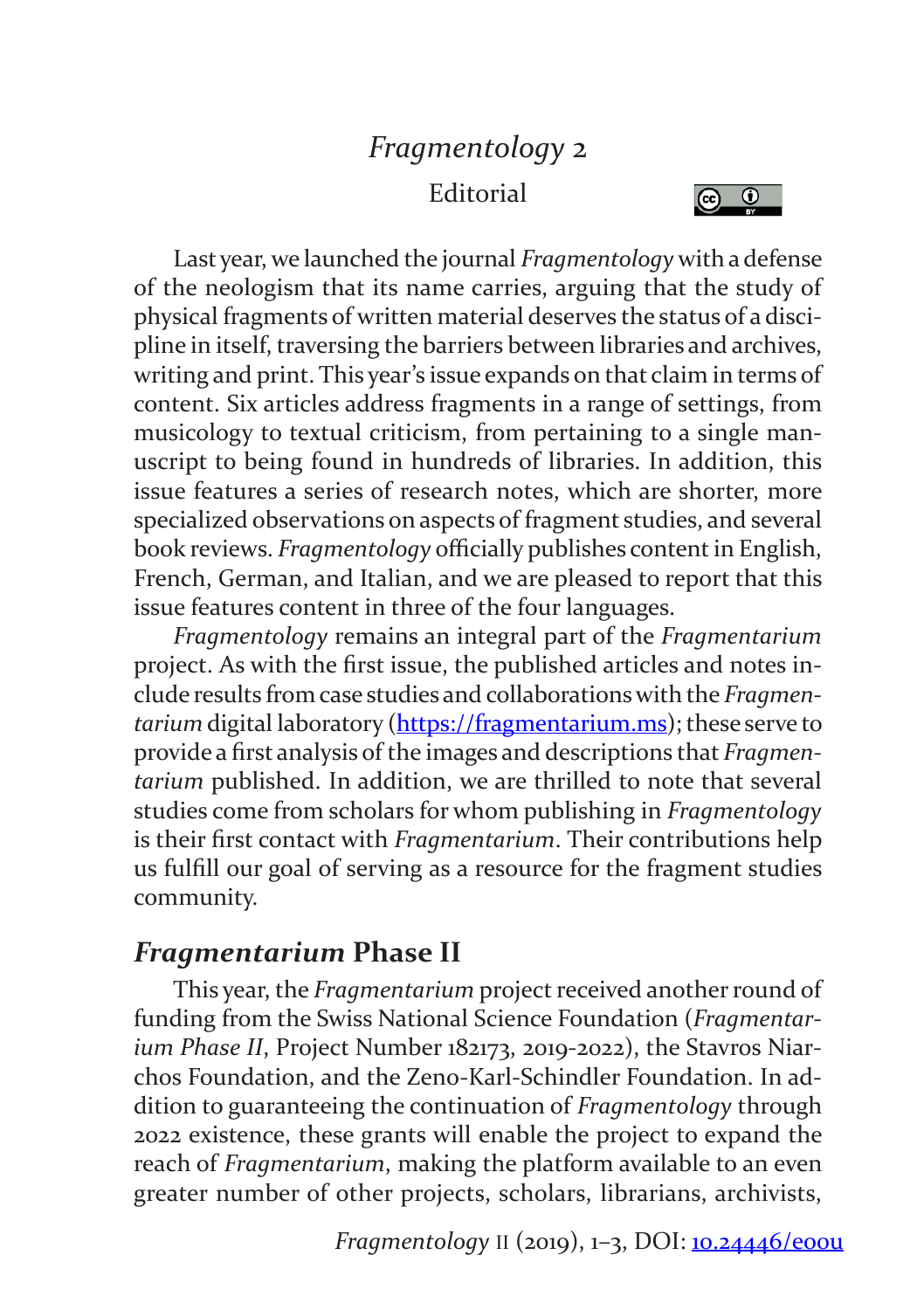# *Fragmentology* 2

## Editorial

Last year, we launched the journal *Fragmentology* with a defense of the neologism that its name carries, arguing that the study of physical fragments of written material deserves the status of a discipline in itself, traversing the barriers between libraries and archives, writing and print. This year's issue expands on that claim in terms of content. Six articles address fragments in a range of settings, from musicology to textual criticism, from pertaining to a single manuscript to being found in hundreds of libraries. In addition, this issue features a series of research notes, which are shorter, more specialized observations on aspects of fragment studies, and several book reviews. *Fragmentology* officially publishes content in English, French, German, and Italian, and we are pleased to report that this issue features content in three of the four languages.

*Fragmentology* remains an integral part of the *Fragmentarium* project. As with the first issue, the published articles and notes include results from case studies and collaborations with the *Fragmentarium* digital laboratory (https://fragmentarium.ms); these serve to provide a first analysis of the images and descriptions that *Fragmentarium* published. In addition, we are thrilled to note that several studies come from scholars for whom publishing in *Fragmentology* is their first contact with *Fragmentarium*. Their contributions help us fulfill our goal of serving as a resource for the fragment studies community.

## *Fragmentarium* Phase II

This year, the *Fragmentarium* project received another round of funding from the Swiss National Science Foundation (*Fragmentarium Phase II*, Project Number 182173, 2019-2022), the Stavros Niarchos Foundation, and the Zeno-Karl-Schindler Foundation. In addition to guaranteeing the continuation of *Fragmentology* through 2022 existence, these grants will enable the project to expand the reach of *Fragmentarium*, making the platform available to an even greater number of other projects, scholars, librarians, archivists,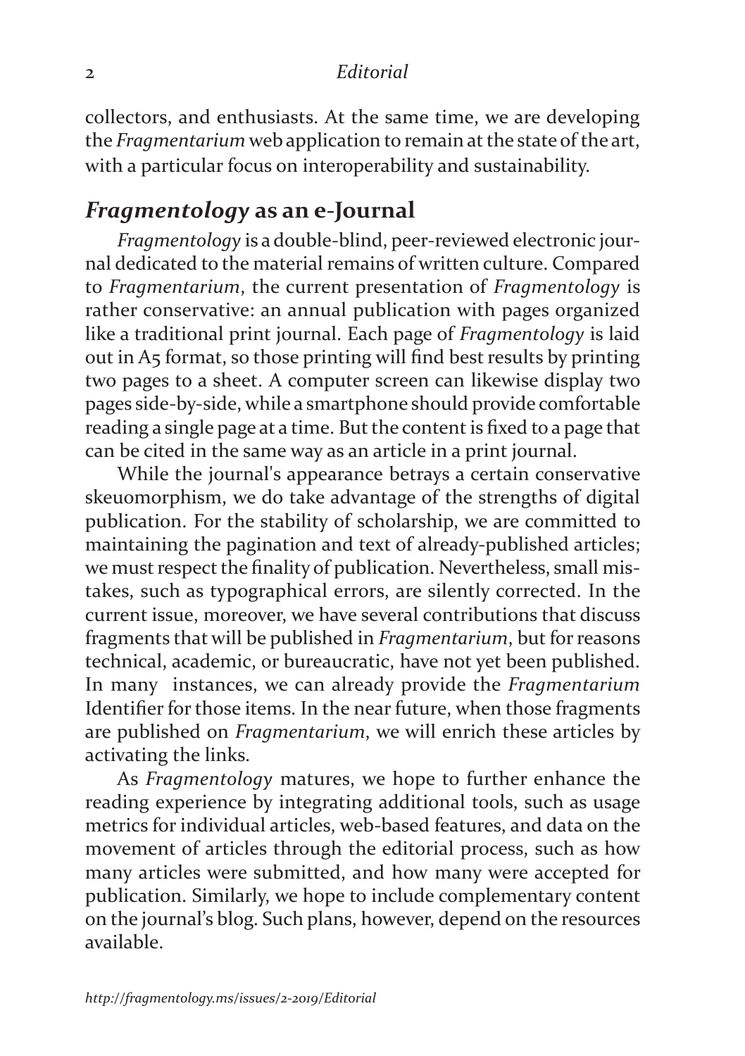collectors, and enthusiasts. At the same time, we are developing the *Fragmentarium* web application to remain at the state of the art, with a particular focus on interoperability and sustainability.

## *Fragmentology* as an e-Journal

*Fragmentology* is a double-blind, peer-reviewed electronic journal dedicated to the material remains of written culture. Compared to *Fragmentarium*, the current presentation of *Fragmentology* is rather conservative: an annual publication with pages organized like a traditional print journal. Each page of *Fragmentology* is laid out in A5 format, so those printing will find best results by printing two pages to a sheet. A computer screen can likewise display two pages side-by-side, while a smartphone should provide comfortable reading a single page at a time. But the content is fixed to a page that can be cited in the same way as an article in a print journal.

While the journal's appearance betrays a certain conservative skeuomorphism, we do take advantage of the strengths of digital publication. For the stability of scholarship, we are committed to maintaining the pagination and text of already-published articles; we must respect the finality of publication. Nevertheless, small mistakes, such as typographical errors, are silently corrected. In the current issue, moreover, we have several contributions that discuss fragments that will be published in *Fragmentarium*, but for reasons technical, academic, or bureaucratic, have not yet been published. In many instances, we can already provide the *Fragmentarium* Identifier for those items. In the near future, when those fragments are published on *Fragmentarium*, we will enrich these articles by activating the links.

As *Fragmentology* matures, we hope to further enhance the reading experience by integrating additional tools, such as usage metrics for individual articles, web-based features, and data on the movement of articles through the editorial process, such as how many articles were submitted, and how many were accepted for publication. Similarly, we hope to include complementary content on the journal's blog. Such plans, however, depend on the resources available.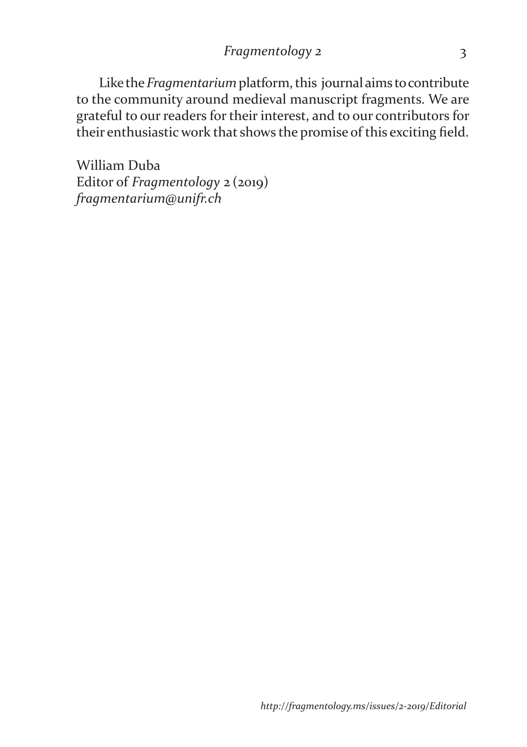Like the *Fragmentarium* platform, this journal aims to contribute to the community around medieval manuscript fragments. We are grateful to our readers for their interest, and to our contributors for their enthusiastic work that shows the promise of this exciting field.

William Duba  
Editor of *Fragmentology* 2 (2019)  
*fragmentarium@unifr.ch*